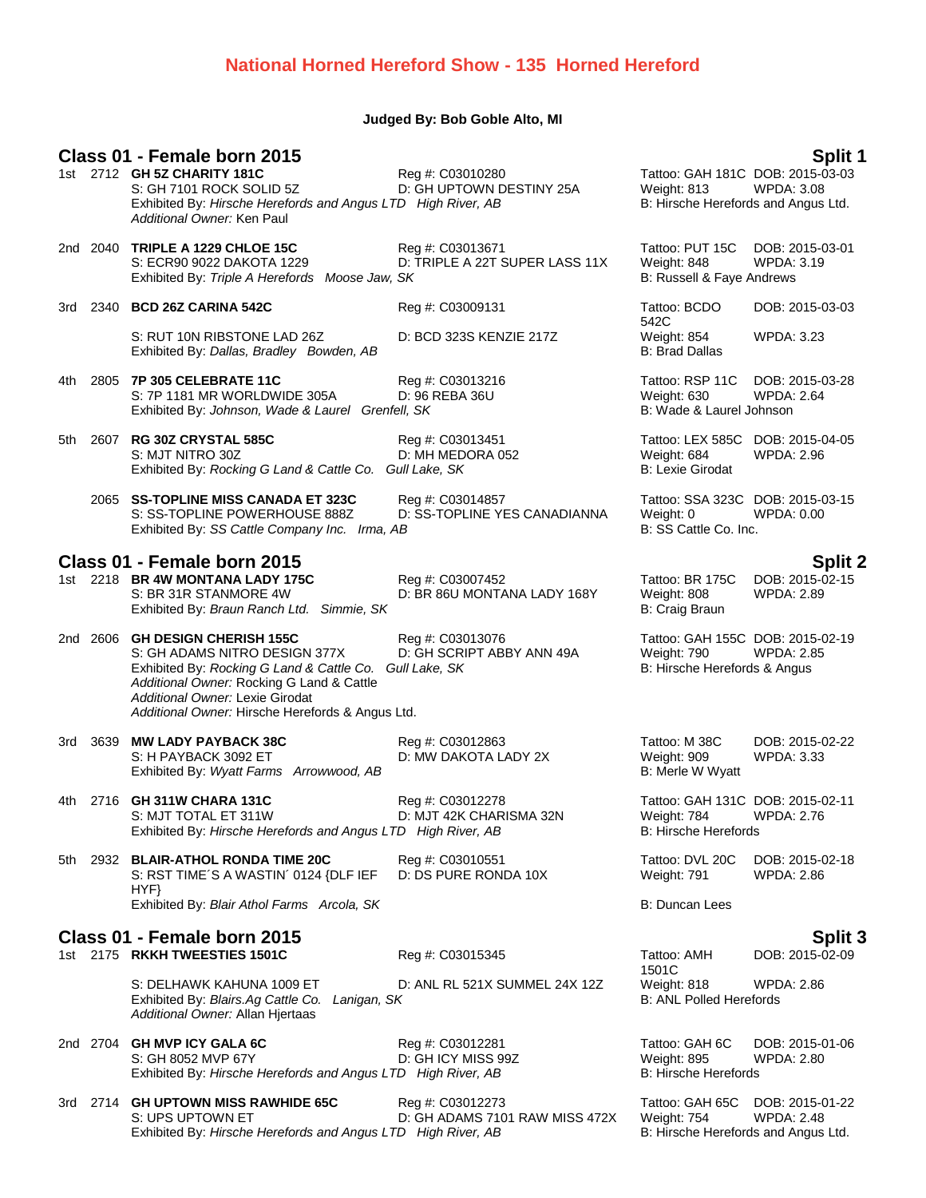# National Horned Hereford Show - 135 Horned Hereford

**Judged By: Bob Goble Alto, MI**

## Class 01 - Female born 2015 — Split 1

1st 2712 **GH 5Z CHARITY 181C** Reg #: C03010280 Tattoo: GAH 181C DOB: 2015-03-03
S: GH 7101 ROCK SOLID 5Z D: GH UPTOWN DESTINY 25A Weight: 813 WPDA: 3.08
Exhibited By: *Hirsche Herefords and Angus LTD High River, AB* B: Hirsche Herefords and Angus Ltd.
*Additional Owner:* Ken Paul

2nd 2040 **TRIPLE A 1229 CHLOE 15C** Reg #: C03013671 Tattoo: PUT 15C DOB: 2015-03-01
S: ECR90 9022 DAKOTA 1229 D: TRIPLE A 22T SUPER LASS 11X Weight: 848 WPDA: 3.19
Exhibited By: *Triple A Herefords Moose Jaw, SK* B: Russell & Faye Andrews

3rd 2340 **BCD 26Z CARINA 542C** Reg #: C03009131 Tattoo: BCDO 542C DOB: 2015-03-03
S: RUT 10N RIBSTONE LAD 26Z D: BCD 323S KENZIE 217Z Weight: 854 WPDA: 3.23
Exhibited By: *Dallas, Bradley Bowden, AB* B: Brad Dallas

4th 2805 **7P 305 CELEBRATE 11C** Reg #: C03013216 Tattoo: RSP 11C DOB: 2015-03-28
S: 7P 1181 MR WORLDWIDE 305A D: 96 REBA 36U Weight: 630 WPDA: 2.64
Exhibited By: *Johnson, Wade & Laurel Grenfell, SK* B: Wade & Laurel Johnson

5th 2607 **RG 30Z CRYSTAL 585C** Reg #: C03013451 Tattoo: LEX 585C DOB: 2015-04-05
S: MJT NITRO 30Z D: MH MEDORA 052 Weight: 684 WPDA: 2.96
Exhibited By: *Rocking G Land & Cattle Co. Gull Lake, SK* B: Lexie Girodat

2065 **SS-TOPLINE MISS CANADA ET 323C** Reg #: C03014857 Tattoo: SSA 323C DOB: 2015-03-15
S: SS-TOPLINE POWERHOUSE 888Z D: SS-TOPLINE YES CANADIANNA Weight: 0 WPDA: 0.00
Exhibited By: *SS Cattle Company Inc. Irma, AB* B: SS Cattle Co. Inc.

## Class 01 - Female born 2015 — Split 2

1st 2218 **BR 4W MONTANA LADY 175C** Reg #: C03007452 Tattoo: BR 175C DOB: 2015-02-15
S: BR 31R STANMORE 4W D: BR 86U MONTANA LADY 168Y Weight: 808 WPDA: 2.89
Exhibited By: *Braun Ranch Ltd. Simmie, SK* B: Craig Braun

2nd 2606 **GH DESIGN CHERISH 155C** Reg #: C03013076 Tattoo: GAH 155C DOB: 2015-02-19
S: GH ADAMS NITRO DESIGN 377X D: GH SCRIPT ABBY ANN 49A Weight: 790 WPDA: 2.85
Exhibited By: *Rocking G Land & Cattle Co. Gull Lake, SK* B: Hirsche Herefords & Angus
*Additional Owner:* Rocking G Land & Cattle
*Additional Owner:* Lexie Girodat
*Additional Owner:* Hirsche Herefords & Angus Ltd.

3rd 3639 **MW LADY PAYBACK 38C** Reg #: C03012863 Tattoo: M 38C DOB: 2015-02-22
S: H PAYBACK 3092 ET D: MW DAKOTA LADY 2X Weight: 909 WPDA: 3.33
Exhibited By: *Wyatt Farms Arrowwood, AB* B: Merle W Wyatt

4th 2716 **GH 311W CHARA 131C** Reg #: C03012278 Tattoo: GAH 131C DOB: 2015-02-11
S: MJT TOTAL ET 311W D: MJT 42K CHARISMA 32N Weight: 784 WPDA: 2.76
Exhibited By: *Hirsche Herefords and Angus LTD High River, AB* B: Hirsche Herefords

5th 2932 **BLAIR-ATHOL RONDA TIME 20C** Reg #: C03010551 Tattoo: DVL 20C DOB: 2015-02-18
S: RST TIME´S A WASTIN´ 0124 {DLF IEF HYF} D: DS PURE RONDA 10X Weight: 791 WPDA: 2.86
Exhibited By: *Blair Athol Farms Arcola, SK* B: Duncan Lees

## Class 01 - Female born 2015 — Split 3

1st 2175 **RKKH TWEESTIES 1501C** Reg #: C03015345 Tattoo: AMH 1501C DOB: 2015-02-09
S: DELHAWK KAHUNA 1009 ET D: ANL RL 521X SUMMEL 24X 12Z Weight: 818 WPDA: 2.86
Exhibited By: *Blairs.Ag Cattle Co. Lanigan, SK* B: ANL Polled Herefords
*Additional Owner:* Allan Hjertaas

2nd 2704 **GH MVP ICY GALA 6C** Reg #: C03012281 Tattoo: GAH 6C DOB: 2015-01-06
S: GH 8052 MVP 67Y D: GH ICY MISS 99Z Weight: 895 WPDA: 2.80
Exhibited By: *Hirsche Herefords and Angus LTD High River, AB* B: Hirsche Herefords

3rd 2714 **GH UPTOWN MISS RAWHIDE 65C** Reg #: C03012273 Tattoo: GAH 65C DOB: 2015-01-22
S: UPS UPTOWN ET D: GH ADAMS 7101 RAW MISS 472X Weight: 754 WPDA: 2.48
Exhibited By: *Hirsche Herefords and Angus LTD High River, AB* B: Hirsche Herefords and Angus Ltd.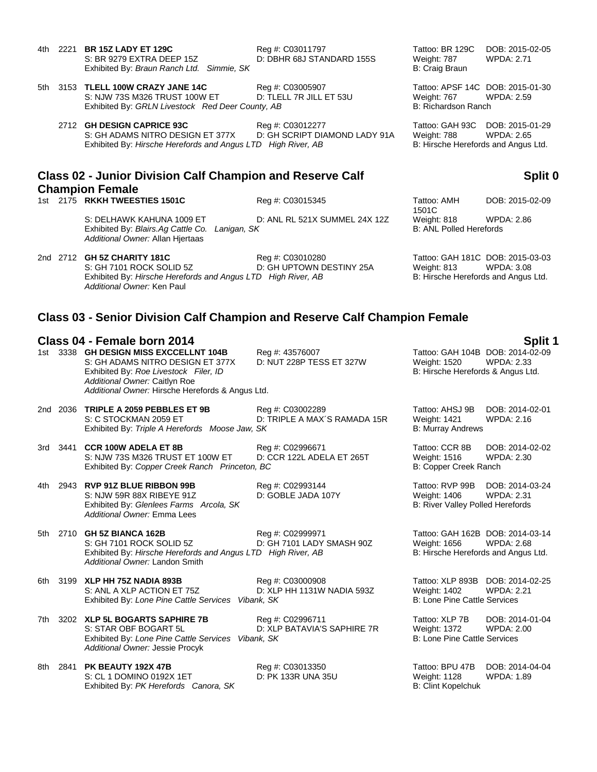4th 2221 **BR 15Z LADY ET 129C** Reg #: C03011797 Tattoo: BR 129C DOB: 2015-02-05
S: BR 9279 EXTRA DEEP 15Z D: DBHR 68J STANDARD 155S Weight: 787 WPDA: 2.71
Exhibited By: *Braun Ranch Ltd. Simmie, SK* B: Craig Braun

5th 3153 **TLELL 100W CRAZY JANE 14C** Reg #: C03005907 Tattoo: APSF 14C DOB: 2015-01-30
S: NJW 73S M326 TRUST 100W ET D: TLELL 7R JILL ET 53U Weight: 767 WPDA: 2.59
Exhibited By: *GRLN Livestock Red Deer County, AB* B: Richardson Ranch

2712 **GH DESIGN CAPRICE 93C** Reg #: C03012277 Tattoo: GAH 93C DOB: 2015-01-29
S: GH ADAMS NITRO DESIGN ET 377X D: GH SCRIPT DIAMOND LADY 91A Weight: 788 WPDA: 2.65
Exhibited By: *Hirsche Herefords and Angus LTD High River, AB* B: Hirsche Herefords and Angus Ltd.

## Class 02 - Junior Division Calf Champion and Reserve Calf Champion Female

**Split 0**

1st 2175 **RKKH TWEESTIES 1501C** Reg #: C03015345 Tattoo: AMH 1501C DOB: 2015-02-09
S: DELHAWK KAHUNA 1009 ET D: ANL RL 521X SUMMEL 24X 12Z Weight: 818 WPDA: 2.86
Exhibited By: *Blairs.Ag Cattle Co. Lanigan, SK* B: ANL Polled Herefords
*Additional Owner:* Allan Hjertaas

2nd 2712 **GH 5Z CHARITY 181C** Reg #: C03010280 Tattoo: GAH 181C DOB: 2015-03-03
S: GH 7101 ROCK SOLID 5Z D: GH UPTOWN DESTINY 25A Weight: 813 WPDA: 3.08
Exhibited By: *Hirsche Herefords and Angus LTD High River, AB* B: Hirsche Herefords and Angus Ltd.
*Additional Owner:* Ken Paul

## Class 03 - Senior Division Calf Champion and Reserve Calf Champion Female

## Class 04 - Female born 2014

**Split 1**

1st 3338 **GH DESIGN MISS EXCCELLNT 104B** Reg #: 43576007 Tattoo: GAH 104B DOB: 2014-02-09
S: GH ADAMS NITRO DESIGN ET 377X D: NUT 228P TESS ET 327W Weight: 1520 WPDA: 2.33
Exhibited By: *Roe Livestock Filer, ID* B: Hirsche Herefords & Angus Ltd.
*Additional Owner:* Caitlyn Roe
*Additional Owner:* Hirsche Herefords & Angus Ltd.

2nd 2036 **TRIPLE A 2059 PEBBLES ET 9B** Reg #: C03002289 Tattoo: AHSJ 9B DOB: 2014-02-01
S: C STOCKMAN 2059 ET D: TRIPLE A MAX´S RAMADA 15R Weight: 1421 WPDA: 2.16
Exhibited By: *Triple A Herefords Moose Jaw, SK* B: Murray Andrews

3rd 3441 **CCR 100W ADELA ET 8B** Reg #: C02996671 Tattoo: CCR 8B DOB: 2014-02-02
S: NJW 73S M326 TRUST ET 100W ET D: CCR 122L ADELA ET 265T Weight: 1516 WPDA: 2.30
Exhibited By: *Copper Creek Ranch Princeton, BC* B: Copper Creek Ranch

4th 2943 **RVP 91Z BLUE RIBBON 99B** Reg #: C02993144 Tattoo: RVP 99B DOB: 2014-03-24
S: NJW 59R 88X RIBEYE 91Z D: GOBLE JADA 107Y Weight: 1406 WPDA: 2.31
Exhibited By: *Glenlees Farms Arcola, SK* B: River Valley Polled Herefords
*Additional Owner:* Emma Lees

5th 2710 **GH 5Z BIANCA 162B** Reg #: C02999971 Tattoo: GAH 162B DOB: 2014-03-14
S: GH 7101 ROCK SOLID 5Z D: GH 7101 LADY SMASH 90Z Weight: 1656 WPDA: 2.68
Exhibited By: *Hirsche Herefords and Angus LTD High River, AB* B: Hirsche Herefords and Angus Ltd.
*Additional Owner:* Landon Smith

6th 3199 **XLP HH 75Z NADIA 893B** Reg #: C03000908 Tattoo: XLP 893B DOB: 2014-02-25
S: ANL A XLP ACTION ET 75Z D: XLP HH 1131W NADIA 593Z Weight: 1402 WPDA: 2.21
Exhibited By: *Lone Pine Cattle Services Vibank, SK* B: Lone Pine Cattle Services

7th 3202 **XLP 5L BOGARTS SAPHIRE 7B** Reg #: C02996711 Tattoo: XLP 7B DOB: 2014-01-04
S: STAR OBF BOGART 5L D: XLP BATAVIA'S SAPHIRE 7R Weight: 1372 WPDA: 2.00
Exhibited By: *Lone Pine Cattle Services Vibank, SK* B: Lone Pine Cattle Services
*Additional Owner:* Jessie Procyk

8th 2841 **PK BEAUTY 192X 47B** Reg #: C03013350 Tattoo: BPU 47B DOB: 2014-04-04
S: CL 1 DOMINO 0192X 1ET D: PK 133R UNA 35U Weight: 1128 WPDA: 1.89
Exhibited By: *PK Herefords Canora, SK* B: Clint Kopelchuk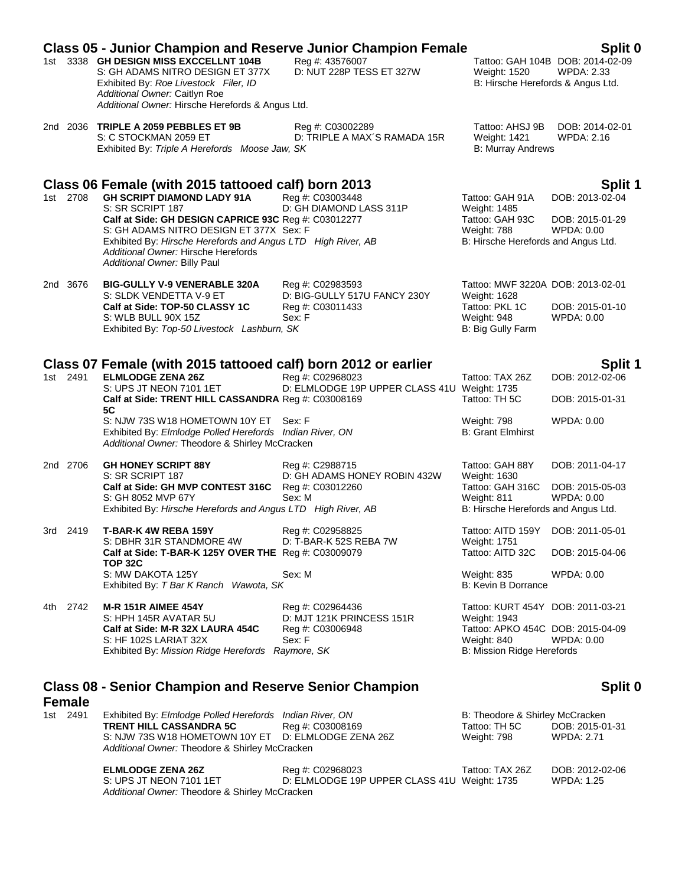## Class 05 - Junior Champion and Reserve Junior Champion Female — Split 0

1st 3338 **GH DESIGN MISS EXCCELLNT 104B** Reg #: 43576007 Tattoo: GAH 104B DOB: 2014-02-09
S: GH ADAMS NITRO DESIGN ET 377X D: NUT 228P TESS ET 327W Weight: 1520 WPDA: 2.33
Exhibited By: *Roe Livestock Filer, ID* B: Hirsche Herefords & Angus Ltd.
*Additional Owner:* Caitlyn Roe
*Additional Owner:* Hirsche Herefords & Angus Ltd.

2nd 2036 **TRIPLE A 2059 PEBBLES ET 9B** Reg #: C03002289 Tattoo: AHSJ 9B DOB: 2014-02-01
S: C STOCKMAN 2059 ET D: TRIPLE A MAX´S RAMADA 15R Weight: 1421 WPDA: 2.16
Exhibited By: *Triple A Herefords Moose Jaw, SK* B: Murray Andrews

## Class 06 Female (with 2015 tattooed calf) born 2013 — Split 1

1st 2708 **GH SCRIPT DIAMOND LADY 91A** Reg #: C03003448 Tattoo: GAH 91A DOB: 2013-02-04
S: SR SCRIPT 187 D: GH DIAMOND LASS 311P Weight: 1485
**Calf at Side: GH DESIGN CAPRICE 93C** Reg #: C03012277 Tattoo: GAH 93C DOB: 2015-01-29
S: GH ADAMS NITRO DESIGN ET 377X Sex: F Weight: 788 WPDA: 0.00
Exhibited By: *Hirsche Herefords and Angus LTD High River, AB* B: Hirsche Herefords and Angus Ltd.
*Additional Owner:* Hirsche Herefords
*Additional Owner:* Billy Paul

2nd 3676 **BIG-GULLY V-9 VENERABLE 320A** Reg #: C02983593 Tattoo: MWF 3220A DOB: 2013-02-01
S: SLDK VENDETTA V-9 ET D: BIG-GULLY 517U FANCY 230Y Weight: 1628
**Calf at Side: TOP-50 CLASSY 1C** Reg #: C03011433 Tattoo: PKL 1C DOB: 2015-01-10
S: WLB BULL 90X 15Z Sex: F Weight: 948 WPDA: 0.00
Exhibited By: *Top-50 Livestock Lashburn, SK* B: Big Gully Farm

## Class 07 Female (with 2015 tattooed calf) born 2012 or earlier — Split 1

1st 2491 **ELMLODGE ZENA 26Z** Reg #: C02968023 Tattoo: TAX 26Z DOB: 2012-02-06
S: UPS JT NEON 7101 1ET D: ELMLODGE 19P UPPER CLASS 41U Weight: 1735
**Calf at Side: TRENT HILL CASSANDRA 5C** Reg #: C03008169 Tattoo: TH 5C DOB: 2015-01-31
S: NJW 73S W18 HOMETOWN 10Y ET Sex: F Weight: 798 WPDA: 0.00
Exhibited By: *Elmlodge Polled Herefords Indian River, ON* B: Grant Elmhirst
*Additional Owner:* Theodore & Shirley McCracken

2nd 2706 **GH HONEY SCRIPT 88Y** Reg #: C2988715 Tattoo: GAH 88Y DOB: 2011-04-17
S: SR SCRIPT 187 D: GH ADAMS HONEY ROBIN 432W Weight: 1630
**Calf at Side: GH MVP CONTEST 316C** Reg #: C03012260 Tattoo: GAH 316C DOB: 2015-05-03
S: GH 8052 MVP 67Y Sex: M Weight: 811 WPDA: 0.00
Exhibited By: *Hirsche Herefords and Angus LTD High River, AB* B: Hirsche Herefords and Angus Ltd.

3rd 2419 **T-BAR-K 4W REBA 159Y** Reg #: C02958825 Tattoo: AITD 159Y DOB: 2011-05-01
S: DBHR 31R STANDMORE 4W D: T-BAR-K 52S REBA 7W Weight: 1751
**Calf at Side: T-BAR-K 125Y OVER THE TOP 32C** Reg #: C03009079 Tattoo: AITD 32C DOB: 2015-04-06
S: MW DAKOTA 125Y Sex: M Weight: 835 WPDA: 0.00
Exhibited By: *T Bar K Ranch Wawota, SK* B: Kevin B Dorrance

4th 2742 **M-R 151R AIMEE 454Y** Reg #: C02964436 Tattoo: KURT 454Y DOB: 2011-03-21
S: HPH 145R AVATAR 5U D: MJT 121K PRINCESS 151R Weight: 1943
**Calf at Side: M-R 32X LAURA 454C** Reg #: C03006948 Tattoo: APKO 454C DOB: 2015-04-09
S: HF 102S LARIAT 32X Sex: F Weight: 840 WPDA: 0.00
Exhibited By: *Mission Ridge Herefords Raymore, SK* B: Mission Ridge Herefords

## Class 08 - Senior Champion and Reserve Senior Champion Female — Split 0

1st 2491 Exhibited By: *Elmlodge Polled Herefords Indian River, ON* B: Theodore & Shirley McCracken
**TRENT HILL CASSANDRA 5C** Reg #: C03008169 Tattoo: TH 5C DOB: 2015-01-31
S: NJW 73S W18 HOMETOWN 10Y ET D: ELMLODGE ZENA 26Z Weight: 798 WPDA: 2.71
*Additional Owner:* Theodore & Shirley McCracken

**ELMLODGE ZENA 26Z** Reg #: C02968023 Tattoo: TAX 26Z DOB: 2012-02-06
S: UPS JT NEON 7101 1ET D: ELMLODGE 19P UPPER CLASS 41U Weight: 1735 WPDA: 1.25
*Additional Owner:* Theodore & Shirley McCracken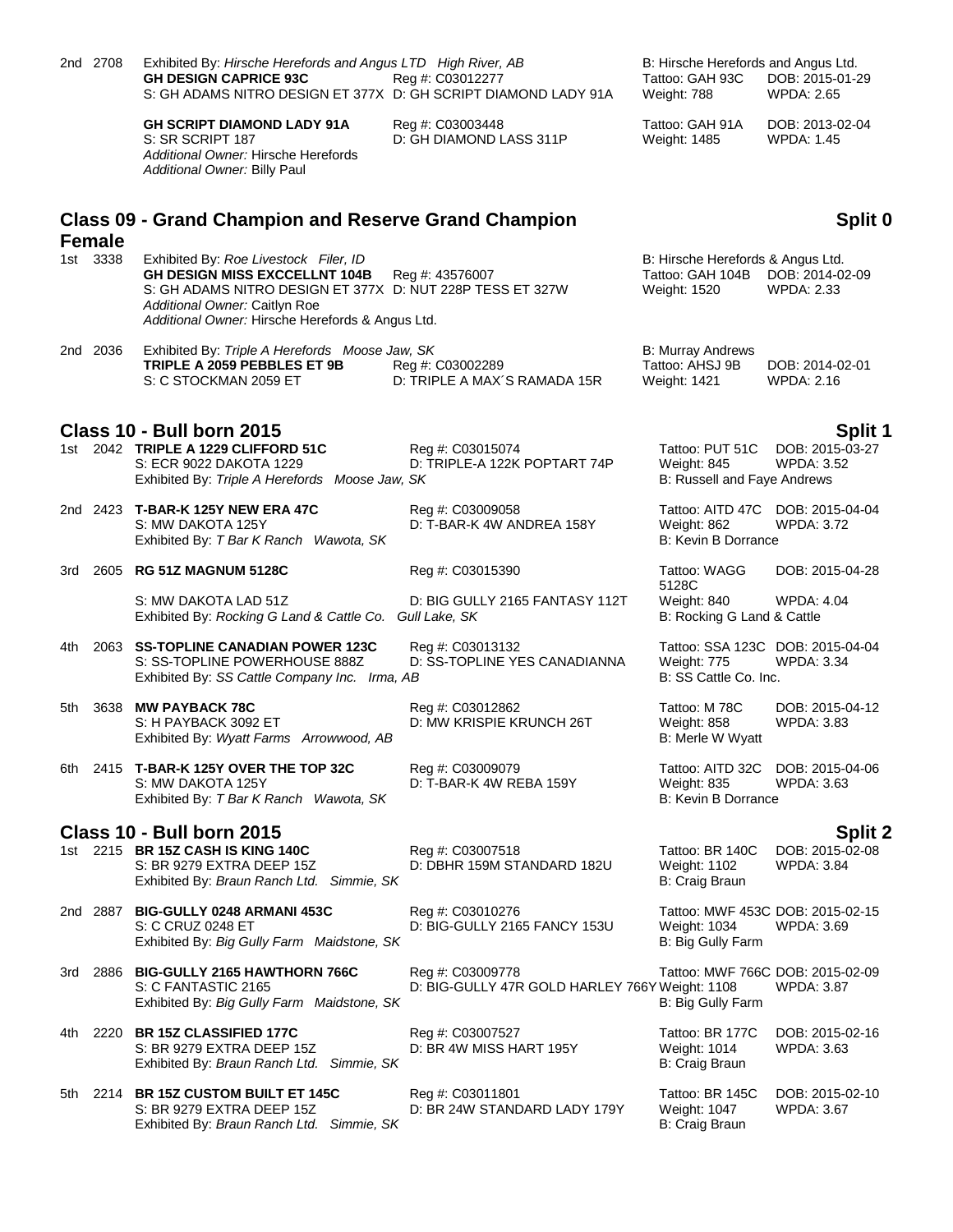2nd 2708 Exhibited By: *Hirsche Herefords and Angus LTD High River, AB* B: Hirsche Herefords and Angus Ltd.
**GH DESIGN CAPRICE 93C** Reg #: C03012277 Tattoo: GAH 93C DOB: 2015-01-29
S: GH ADAMS NITRO DESIGN ET 377X D: GH SCRIPT DIAMOND LADY 91A Weight: 788 WPDA: 2.65

**GH SCRIPT DIAMOND LADY 91A** Reg #: C03003448 Tattoo: GAH 91A DOB: 2013-02-04
S: SR SCRIPT 187 D: GH DIAMOND LASS 311P Weight: 1485 WPDA: 1.45
*Additional Owner:* Hirsche Herefords
*Additional Owner:* Billy Paul

## Class 09 - Grand Champion and Reserve Grand Champion Female — Split 0

1st 3338 Exhibited By: *Roe Livestock Filer, ID* B: Hirsche Herefords & Angus Ltd.
**GH DESIGN MISS EXCCELLNT 104B** Reg #: 43576007 Tattoo: GAH 104B DOB: 2014-02-09
S: GH ADAMS NITRO DESIGN ET 377X D: NUT 228P TESS ET 327W Weight: 1520 WPDA: 2.33
*Additional Owner:* Caitlyn Roe
*Additional Owner:* Hirsche Herefords & Angus Ltd.

2nd 2036 Exhibited By: *Triple A Herefords Moose Jaw, SK* B: Murray Andrews
**TRIPLE A 2059 PEBBLES ET 9B** Reg #: C03002289 Tattoo: AHSJ 9B DOB: 2014-02-01
S: C STOCKMAN 2059 ET D: TRIPLE A MAX´S RAMADA 15R Weight: 1421 WPDA: 2.16

## Class 10 - Bull born 2015 — Split 1

1st 2042 **TRIPLE A 1229 CLIFFORD 51C** Reg #: C03015074 Tattoo: PUT 51C DOB: 2015-03-27
S: ECR 9022 DAKOTA 1229 D: TRIPLE-A 122K POPTART 74P Weight: 845 WPDA: 3.52
Exhibited By: *Triple A Herefords Moose Jaw, SK* B: Russell and Faye Andrews

2nd 2423 **T-BAR-K 125Y NEW ERA 47C** Reg #: C03009058 Tattoo: AITD 47C DOB: 2015-04-04
S: MW DAKOTA 125Y D: T-BAR-K 4W ANDREA 158Y Weight: 862 WPDA: 3.72
Exhibited By: *T Bar K Ranch Wawota, SK* B: Kevin B Dorrance

3rd 2605 **RG 51Z MAGNUM 5128C** Reg #: C03015390 Tattoo: WAGG 5128C DOB: 2015-04-28
S: MW DAKOTA LAD 51Z D: BIG GULLY 2165 FANTASY 112T Weight: 840 WPDA: 4.04
Exhibited By: *Rocking G Land & Cattle Co. Gull Lake, SK* B: Rocking G Land & Cattle

4th 2063 **SS-TOPLINE CANADIAN POWER 123C** Reg #: C03013132 Tattoo: SSA 123C DOB: 2015-04-04
S: SS-TOPLINE POWERHOUSE 888Z D: SS-TOPLINE YES CANADIANNA Weight: 775 WPDA: 3.34
Exhibited By: *SS Cattle Company Inc. Irma, AB* B: SS Cattle Co. Inc.

5th 3638 **MW PAYBACK 78C** Reg #: C03012862 Tattoo: M 78C DOB: 2015-04-12
S: H PAYBACK 3092 ET D: MW KRISPIE KRUNCH 26T Weight: 858 WPDA: 3.83
Exhibited By: *Wyatt Farms Arrowwood, AB* B: Merle W Wyatt

6th 2415 **T-BAR-K 125Y OVER THE TOP 32C** Reg #: C03009079 Tattoo: AITD 32C DOB: 2015-04-06
S: MW DAKOTA 125Y D: T-BAR-K 4W REBA 159Y Weight: 835 WPDA: 3.63
Exhibited By: *T Bar K Ranch Wawota, SK* B: Kevin B Dorrance

## Class 10 - Bull born 2015 — Split 2

1st 2215 **BR 15Z CASH IS KING 140C** Reg #: C03007518 Tattoo: BR 140C DOB: 2015-02-08
S: BR 9279 EXTRA DEEP 15Z D: DBHR 159M STANDARD 182U Weight: 1102 WPDA: 3.84
Exhibited By: *Braun Ranch Ltd. Simmie, SK* B: Craig Braun

2nd 2887 **BIG-GULLY 0248 ARMANI 453C** Reg #: C03010276 Tattoo: MWF 453C DOB: 2015-02-15
S: C CRUZ 0248 ET D: BIG-GULLY 2165 FANCY 153U Weight: 1034 WPDA: 3.69
Exhibited By: *Big Gully Farm Maidstone, SK* B: Big Gully Farm

3rd 2886 **BIG-GULLY 2165 HAWTHORN 766C** Reg #: C03009778 Tattoo: MWF 766C DOB: 2015-02-09
S: C FANTASTIC 2165 D: BIG-GULLY 47R GOLD HARLEY 766Y Weight: 1108 WPDA: 3.87
Exhibited By: *Big Gully Farm Maidstone, SK* B: Big Gully Farm

4th 2220 **BR 15Z CLASSIFIED 177C** Reg #: C03007527 Tattoo: BR 177C DOB: 2015-02-16
S: BR 9279 EXTRA DEEP 15Z D: BR 4W MISS HART 195Y Weight: 1014 WPDA: 3.63
Exhibited By: *Braun Ranch Ltd. Simmie, SK* B: Craig Braun

5th 2214 **BR 15Z CUSTOM BUILT ET 145C** Reg #: C03011801 Tattoo: BR 145C DOB: 2015-02-10
S: BR 9279 EXTRA DEEP 15Z D: BR 24W STANDARD LADY 179Y Weight: 1047 WPDA: 3.67
Exhibited By: *Braun Ranch Ltd. Simmie, SK* B: Craig Braun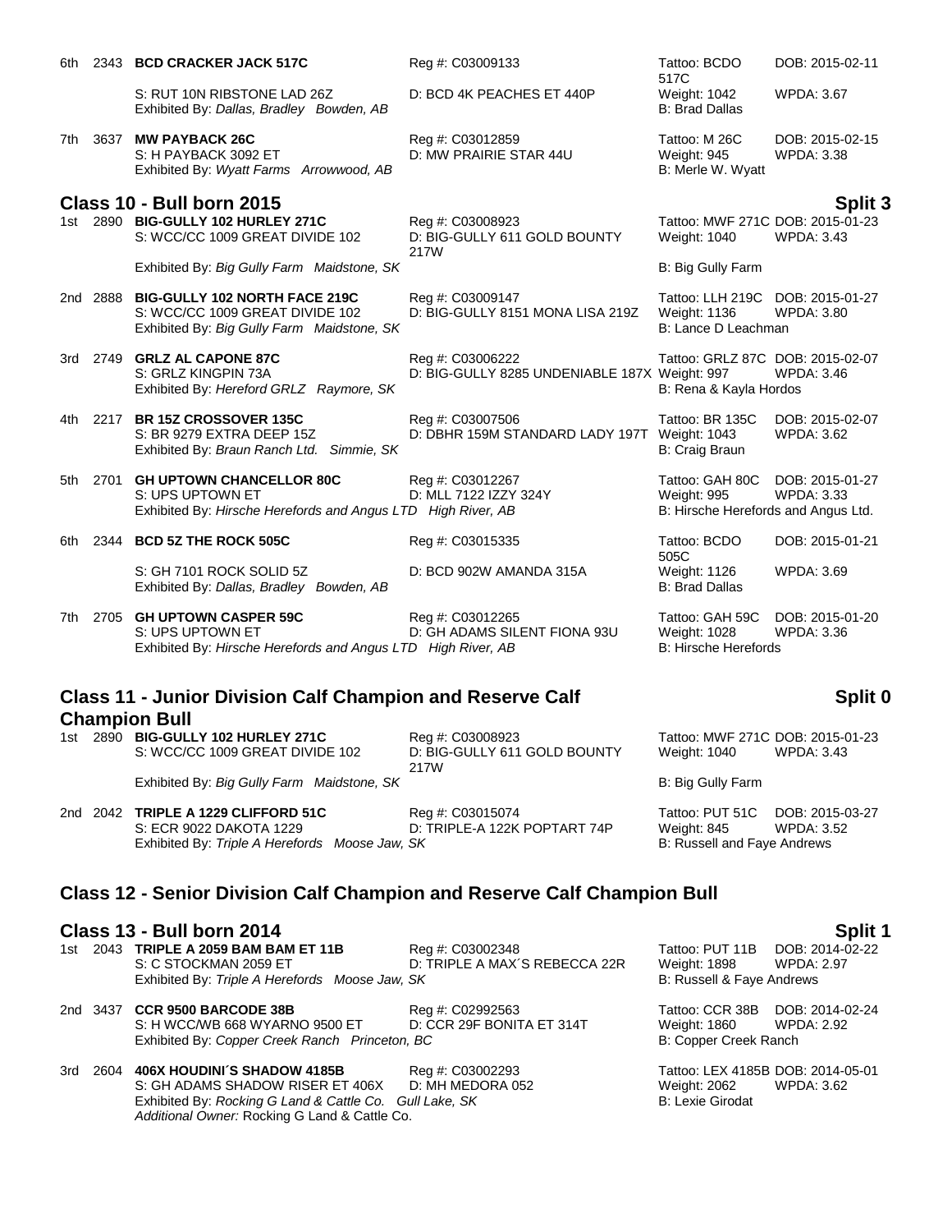6th 2343 **BCD CRACKER JACK 517C** Reg #: C03009133 Tattoo: BCDO 517C DOB: 2015-02-11
S: RUT 10N RIBSTONE LAD 26Z D: BCD 4K PEACHES ET 440P Weight: 1042 WPDA: 3.67
Exhibited By: *Dallas, Bradley Bowden, AB* B: Brad Dallas

7th 3637 **MW PAYBACK 26C** Reg #: C03012859 Tattoo: M 26C DOB: 2015-02-15
S: H PAYBACK 3092 ET D: MW PRAIRIE STAR 44U Weight: 945 WPDA: 3.38
Exhibited By: *Wyatt Farms Arrowwood, AB* B: Merle W. Wyatt

## Class 10 - Bull born 2015 — Split 3

1st 2890 **BIG-GULLY 102 HURLEY 271C** Reg #: C03008923 Tattoo: MWF 271C DOB: 2015-01-23
S: WCC/CC 1009 GREAT DIVIDE 102 D: BIG-GULLY 611 GOLD BOUNTY 217W Weight: 1040 WPDA: 3.43
Exhibited By: *Big Gully Farm Maidstone, SK* B: Big Gully Farm

2nd 2888 **BIG-GULLY 102 NORTH FACE 219C** Reg #: C03009147 Tattoo: LLH 219C DOB: 2015-01-27
S: WCC/CC 1009 GREAT DIVIDE 102 D: BIG-GULLY 8151 MONA LISA 219Z Weight: 1136 WPDA: 3.80
Exhibited By: *Big Gully Farm Maidstone, SK* B: Lance D Leachman

3rd 2749 **GRLZ AL CAPONE 87C** Reg #: C03006222 Tattoo: GRLZ 87C DOB: 2015-02-07
S: GRLZ KINGPIN 73A D: BIG-GULLY 8285 UNDENIABLE 187X Weight: 997 WPDA: 3.46
Exhibited By: *Hereford GRLZ Raymore, SK* B: Rena & Kayla Hordos

4th 2217 **BR 15Z CROSSOVER 135C** Reg #: C03007506 Tattoo: BR 135C DOB: 2015-02-07
S: BR 9279 EXTRA DEEP 15Z D: DBHR 159M STANDARD LADY 197T Weight: 1043 WPDA: 3.62
Exhibited By: *Braun Ranch Ltd. Simmie, SK* B: Craig Braun

5th 2701 **GH UPTOWN CHANCELLOR 80C** Reg #: C03012267 Tattoo: GAH 80C DOB: 2015-01-27
S: UPS UPTOWN ET D: MLL 7122 IZZY 324Y Weight: 995 WPDA: 3.33
Exhibited By: *Hirsche Herefords and Angus LTD High River, AB* B: Hirsche Herefords and Angus Ltd.

6th 2344 **BCD 5Z THE ROCK 505C** Reg #: C03015335 Tattoo: BCDO 505C DOB: 2015-01-21
S: GH 7101 ROCK SOLID 5Z D: BCD 902W AMANDA 315A Weight: 1126 WPDA: 3.69
Exhibited By: *Dallas, Bradley Bowden, AB* B: Brad Dallas

7th 2705 **GH UPTOWN CASPER 59C** Reg #: C03012265 Tattoo: GAH 59C DOB: 2015-01-20
S: UPS UPTOWN ET D: GH ADAMS SILENT FIONA 93U Weight: 1028 WPDA: 3.36
Exhibited By: *Hirsche Herefords and Angus LTD High River, AB* B: Hirsche Herefords

## Class 11 - Junior Division Calf Champion and Reserve Calf Champion Bull — Split 0

1st 2890 **BIG-GULLY 102 HURLEY 271C** Reg #: C03008923 Tattoo: MWF 271C DOB: 2015-01-23
S: WCC/CC 1009 GREAT DIVIDE 102 D: BIG-GULLY 611 GOLD BOUNTY 217W Weight: 1040 WPDA: 3.43
Exhibited By: *Big Gully Farm Maidstone, SK* B: Big Gully Farm

2nd 2042 **TRIPLE A 1229 CLIFFORD 51C** Reg #: C03015074 Tattoo: PUT 51C DOB: 2015-03-27
S: ECR 9022 DAKOTA 1229 D: TRIPLE-A 122K POPTART 74P Weight: 845 WPDA: 3.52
Exhibited By: *Triple A Herefords Moose Jaw, SK* B: Russell and Faye Andrews

## Class 12 - Senior Division Calf Champion and Reserve Calf Champion Bull

## Class 13 - Bull born 2014 — Split 1

1st 2043 **TRIPLE A 2059 BAM BAM ET 11B** Reg #: C03002348 Tattoo: PUT 11B DOB: 2014-02-22
S: C STOCKMAN 2059 ET D: TRIPLE A MAX´S REBECCA 22R Weight: 1898 WPDA: 2.97
Exhibited By: *Triple A Herefords Moose Jaw, SK* B: Russell & Faye Andrews

2nd 3437 **CCR 9500 BARCODE 38B** Reg #: C02992563 Tattoo: CCR 38B DOB: 2014-02-24
S: H WCC/WB 668 WYARNO 9500 ET D: CCR 29F BONITA ET 314T Weight: 1860 WPDA: 2.92
Exhibited By: *Copper Creek Ranch Princeton, BC* B: Copper Creek Ranch

3rd 2604 **406X HOUDINI´S SHADOW 4185B** Reg #: C03002293 Tattoo: LEX 4185B DOB: 2014-05-01
S: GH ADAMS SHADOW RISER ET 406X D: MH MEDORA 052 Weight: 2062 WPDA: 3.62
Exhibited By: *Rocking G Land & Cattle Co. Gull Lake, SK* B: Lexie Girodat
*Additional Owner:* Rocking G Land & Cattle Co.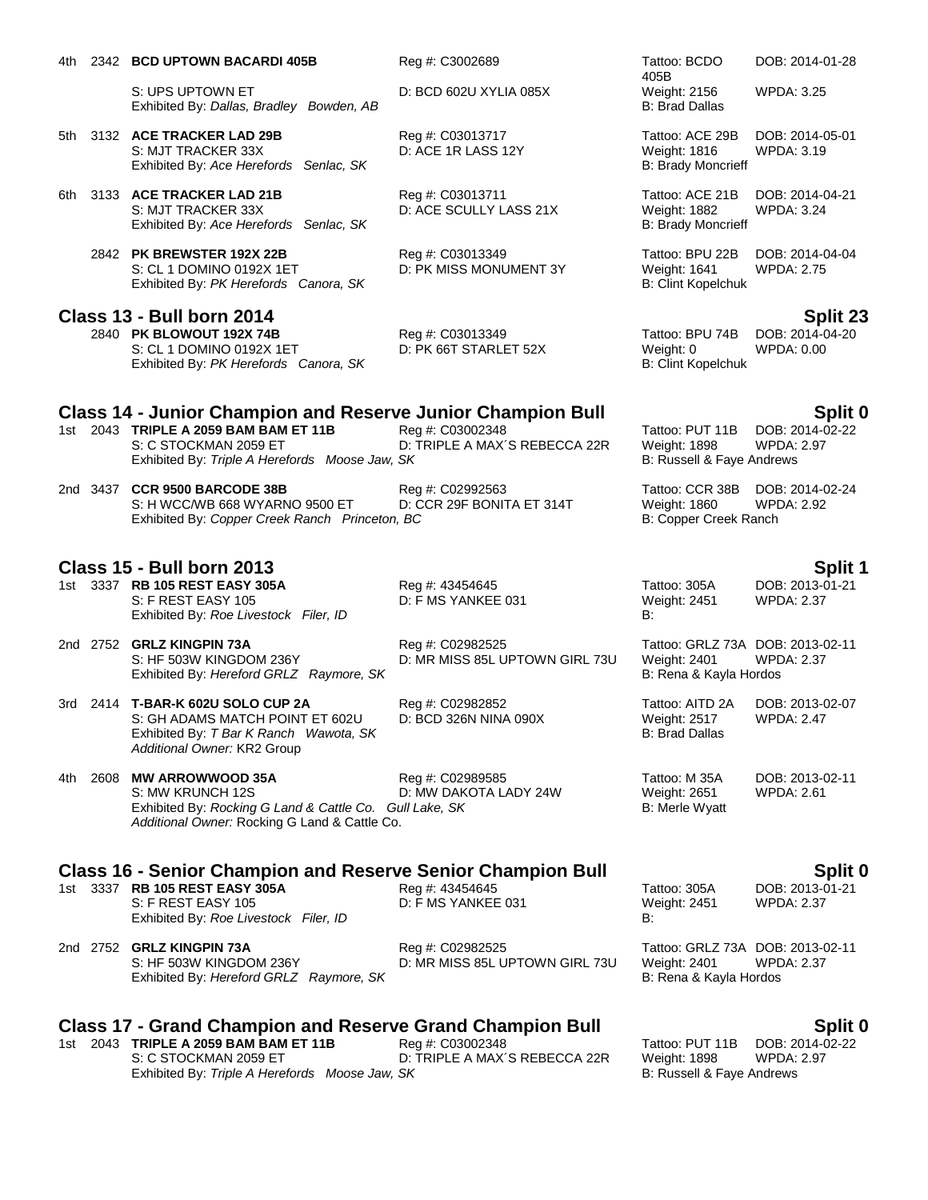4th 2342 **BCD UPTOWN BACARDI 405B** Reg #: C3002689 Tattoo: BCDO 405B DOB: 2014-01-28
S: UPS UPTOWN ET D: BCD 602U XYLIA 085X Weight: 2156 WPDA: 3.25
Exhibited By: *Dallas, Bradley Bowden, AB* B: Brad Dallas

5th 3132 **ACE TRACKER LAD 29B** Reg #: C03013717 Tattoo: ACE 29B DOB: 2014-05-01
S: MJT TRACKER 33X D: ACE 1R LASS 12Y Weight: 1816 WPDA: 3.19
Exhibited By: *Ace Herefords Senlac, SK* B: Brady Moncrieff

6th 3133 **ACE TRACKER LAD 21B** Reg #: C03013711 Tattoo: ACE 21B DOB: 2014-04-21
S: MJT TRACKER 33X D: ACE SCULLY LASS 21X Weight: 1882 WPDA: 3.24
Exhibited By: *Ace Herefords Senlac, SK* B: Brady Moncrieff

2842 **PK BREWSTER 192X 22B** Reg #: C03013349 Tattoo: BPU 22B DOB: 2014-04-04
S: CL 1 DOMINO 0192X 1ET D: PK MISS MONUMENT 3Y Weight: 1641 WPDA: 2.75
Exhibited By: *PK Herefords Canora, SK* B: Clint Kopelchuk

## Class 13 - Bull born 2014 — Split 23

2840 **PK BLOWOUT 192X 74B** Reg #: C03013349 Tattoo: BPU 74B DOB: 2014-04-20
S: CL 1 DOMINO 0192X 1ET D: PK 66T STARLET 52X Weight: 0 WPDA: 0.00
Exhibited By: *PK Herefords Canora, SK* B: Clint Kopelchuk

## Class 14 - Junior Champion and Reserve Junior Champion Bull — Split 0

1st 2043 **TRIPLE A 2059 BAM BAM ET 11B** Reg #: C03002348 Tattoo: PUT 11B DOB: 2014-02-22
S: C STOCKMAN 2059 ET D: TRIPLE A MAX´S REBECCA 22R Weight: 1898 WPDA: 2.97
Exhibited By: *Triple A Herefords Moose Jaw, SK* B: Russell & Faye Andrews

2nd 3437 **CCR 9500 BARCODE 38B** Reg #: C02992563 Tattoo: CCR 38B DOB: 2014-02-24
S: H WCC/WB 668 WYARNO 9500 ET D: CCR 29F BONITA ET 314T Weight: 1860 WPDA: 2.92
Exhibited By: *Copper Creek Ranch Princeton, BC* B: Copper Creek Ranch

## Class 15 - Bull born 2013 — Split 1

1st 3337 **RB 105 REST EASY 305A** Reg #: 43454645 Tattoo: 305A DOB: 2013-01-21
S: F REST EASY 105 D: F MS YANKEE 031 Weight: 2451 WPDA: 2.37
Exhibited By: *Roe Livestock Filer, ID* B:

2nd 2752 **GRLZ KINGPIN 73A** Reg #: C02982525 Tattoo: GRLZ 73A DOB: 2013-02-11
S: HF 503W KINGDOM 236Y D: MR MISS 85L UPTOWN GIRL 73U Weight: 2401 WPDA: 2.37
Exhibited By: *Hereford GRLZ Raymore, SK* B: Rena & Kayla Hordos

3rd 2414 **T-BAR-K 602U SOLO CUP 2A** Reg #: C02982852 Tattoo: AITD 2A DOB: 2013-02-07
S: GH ADAMS MATCH POINT ET 602U D: BCD 326N NINA 090X Weight: 2517 WPDA: 2.47
Exhibited By: *T Bar K Ranch Wawota, SK* B: Brad Dallas
*Additional Owner:* KR2 Group

4th 2608 **MW ARROWWOOD 35A** Reg #: C02989585 Tattoo: M 35A DOB: 2013-02-11
S: MW KRUNCH 12S D: MW DAKOTA LADY 24W Weight: 2651 WPDA: 2.61
Exhibited By: *Rocking G Land & Cattle Co. Gull Lake, SK* B: Merle Wyatt
*Additional Owner:* Rocking G Land & Cattle Co.

## Class 16 - Senior Champion and Reserve Senior Champion Bull — Split 0

1st 3337 **RB 105 REST EASY 305A** Reg #: 43454645 Tattoo: 305A DOB: 2013-01-21
S: F REST EASY 105 D: F MS YANKEE 031 Weight: 2451 WPDA: 2.37
Exhibited By: *Roe Livestock Filer, ID* B:

2nd 2752 **GRLZ KINGPIN 73A** Reg #: C02982525 Tattoo: GRLZ 73A DOB: 2013-02-11
S: HF 503W KINGDOM 236Y D: MR MISS 85L UPTOWN GIRL 73U Weight: 2401 WPDA: 2.37
Exhibited By: *Hereford GRLZ Raymore, SK* B: Rena & Kayla Hordos

## Class 17 - Grand Champion and Reserve Grand Champion Bull — Split 0

1st 2043 **TRIPLE A 2059 BAM BAM ET 11B** Reg #: C03002348 Tattoo: PUT 11B DOB: 2014-02-22
S: C STOCKMAN 2059 ET D: TRIPLE A MAX´S REBECCA 22R Weight: 1898 WPDA: 2.97
Exhibited By: *Triple A Herefords Moose Jaw, SK* B: Russell & Faye Andrews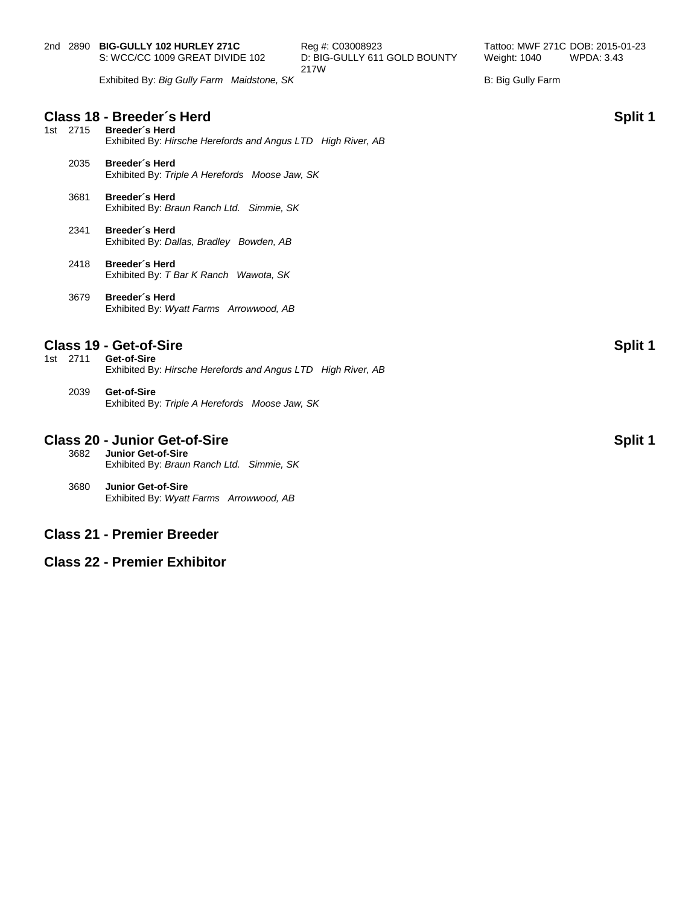2nd 2890 **BIG-GULLY 102 HURLEY 271C** Reg #: C03008923 Tattoo: MWF 271C DOB: 2015-01-23
S: WCC/CC 1009 GREAT DIVIDE 102 D: BIG-GULLY 611 GOLD BOUNTY 217W Weight: 1040 WPDA: 3.43
Exhibited By: *Big Gully Farm Maidstone, SK* B: Big Gully Farm

## Class 18 - Breeder´s Herd — Split 1

1st 2715 **Breeder´s Herd**
Exhibited By: *Hirsche Herefords and Angus LTD High River, AB*

2035 **Breeder´s Herd**
Exhibited By: *Triple A Herefords Moose Jaw, SK*

3681 **Breeder´s Herd**
Exhibited By: *Braun Ranch Ltd. Simmie, SK*

2341 **Breeder´s Herd**
Exhibited By: *Dallas, Bradley Bowden, AB*

2418 **Breeder´s Herd**
Exhibited By: *T Bar K Ranch Wawota, SK*

3679 **Breeder´s Herd**
Exhibited By: *Wyatt Farms Arrowwood, AB*

## Class 19 - Get-of-Sire — Split 1

1st 2711 **Get-of-Sire**
Exhibited By: *Hirsche Herefords and Angus LTD High River, AB*

2039 **Get-of-Sire**
Exhibited By: *Triple A Herefords Moose Jaw, SK*

## Class 20 - Junior Get-of-Sire — Split 1

3682 **Junior Get-of-Sire**
Exhibited By: *Braun Ranch Ltd. Simmie, SK*

3680 **Junior Get-of-Sire**
Exhibited By: *Wyatt Farms Arrowwood, AB*

## Class 21 - Premier Breeder

## Class 22 - Premier Exhibitor